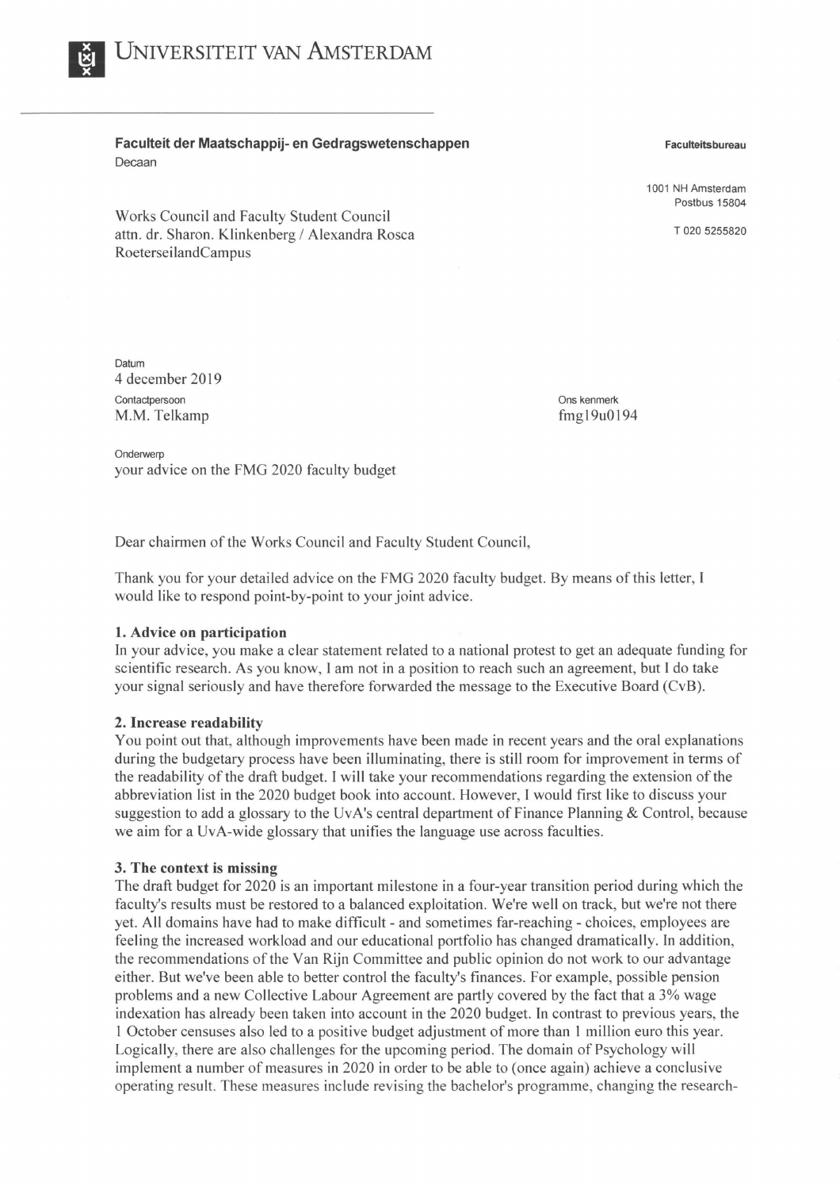UNIVERSITEIT VAN AMSTERDAM

**Faculteit der Maatschappij- en Gedragswetenschappen**
Decaan

**Faculteitsbureau**

1001 NH Amsterdam
Postbus 15804

T 020 5255820

Works Council and Faculty Student Council
attn. dr. Sharon. Klinkenberg / Alexandra Rosca
RoeterseilandCampus

Datum
4 december 2019

Contactpersoon
M.M. Telkamp

Ons kenmerk
fmg19u0194

Onderwerp
your advice on the FMG 2020 faculty budget

Dear chairmen of the Works Council and Faculty Student Council,

Thank you for your detailed advice on the FMG 2020 faculty budget. By means of this letter, I would like to respond point-by-point to your joint advice.

**1. Advice on participation**

In your advice, you make a clear statement related to a national protest to get an adequate funding for scientific research. As you know, I am not in a position to reach such an agreement, but I do take your signal seriously and have therefore forwarded the message to the Executive Board (CvB).

**2. Increase readability**

You point out that, although improvements have been made in recent years and the oral explanations during the budgetary process have been illuminating, there is still room for improvement in terms of the readability of the draft budget. I will take your recommendations regarding the extension of the abbreviation list in the 2020 budget book into account. However, I would first like to discuss your suggestion to add a glossary to the UvA's central department of Finance Planning & Control, because we aim for a UvA-wide glossary that unifies the language use across faculties.

**3. The context is missing**

The draft budget for 2020 is an important milestone in a four-year transition period during which the faculty's results must be restored to a balanced exploitation. We're well on track, but we're not there yet. All domains have had to make difficult - and sometimes far-reaching - choices, employees are feeling the increased workload and our educational portfolio has changed dramatically. In addition, the recommendations of the Van Rijn Committee and public opinion do not work to our advantage either. But we've been able to better control the faculty's finances. For example, possible pension problems and a new Collective Labour Agreement are partly covered by the fact that a 3% wage indexation has already been taken into account in the 2020 budget. In contrast to previous years, the 1 October censuses also led to a positive budget adjustment of more than 1 million euro this year. Logically, there are also challenges for the upcoming period. The domain of Psychology will implement a number of measures in 2020 in order to be able to (once again) achieve a conclusive operating result. These measures include revising the bachelor's programme, changing the research-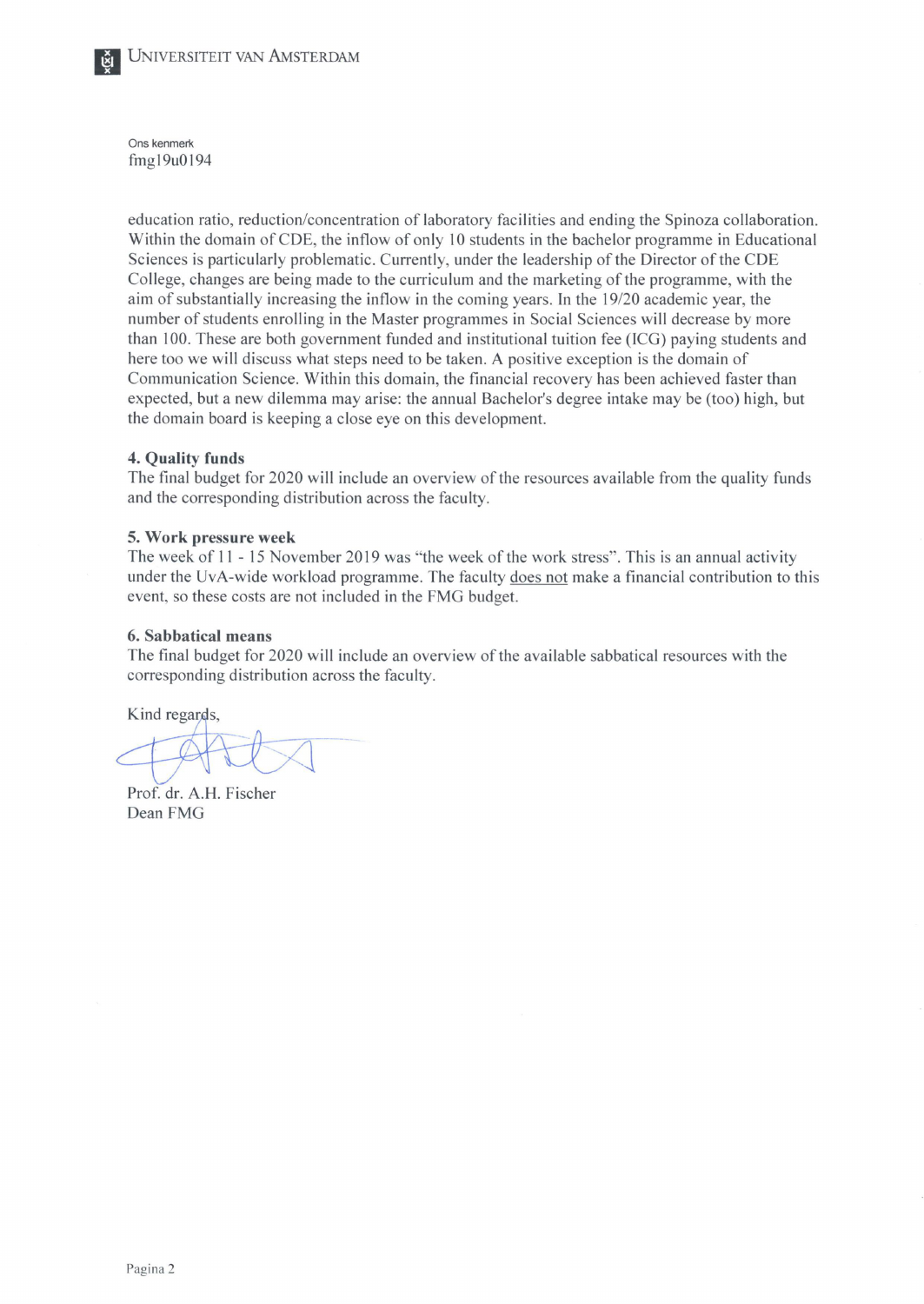Ons kenmerk
fmg19u0194

education ratio, reduction/concentration of laboratory facilities and ending the Spinoza collaboration. Within the domain of CDE, the inflow of only 10 students in the bachelor programme in Educational Sciences is particularly problematic. Currently, under the leadership of the Director of the CDE College, changes are being made to the curriculum and the marketing of the programme, with the aim of substantially increasing the inflow in the coming years. In the 19/20 academic year, the number of students enrolling in the Master programmes in Social Sciences will decrease by more than 100. These are both government funded and institutional tuition fee (ICG) paying students and here too we will discuss what steps need to be taken. A positive exception is the domain of Communication Science. Within this domain, the financial recovery has been achieved faster than expected, but a new dilemma may arise: the annual Bachelor's degree intake may be (too) high, but the domain board is keeping a close eye on this development.

**4. Quality funds**
The final budget for 2020 will include an overview of the resources available from the quality funds and the corresponding distribution across the faculty.

**5. Work pressure week**
The week of 11 - 15 November 2019 was "the week of the work stress". This is an annual activity under the UvA-wide workload programme. The faculty does not make a financial contribution to this event, so these costs are not included in the FMG budget.

**6. Sabbatical means**
The final budget for 2020 will include an overview of the available sabbatical resources with the corresponding distribution across the faculty.

Kind regards,

Prof. dr. A.H. Fischer
Dean FMG